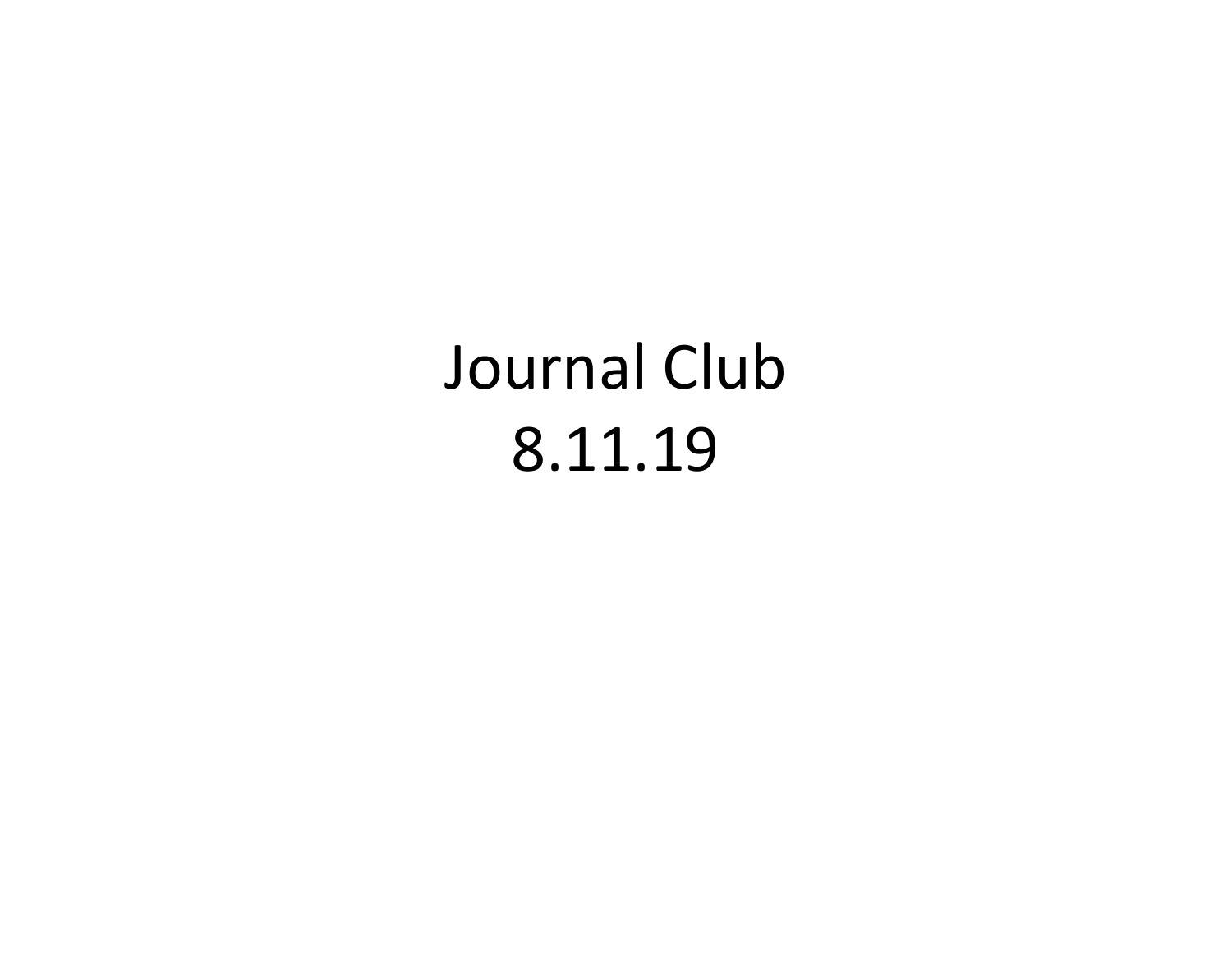# Journal Club
8.11.19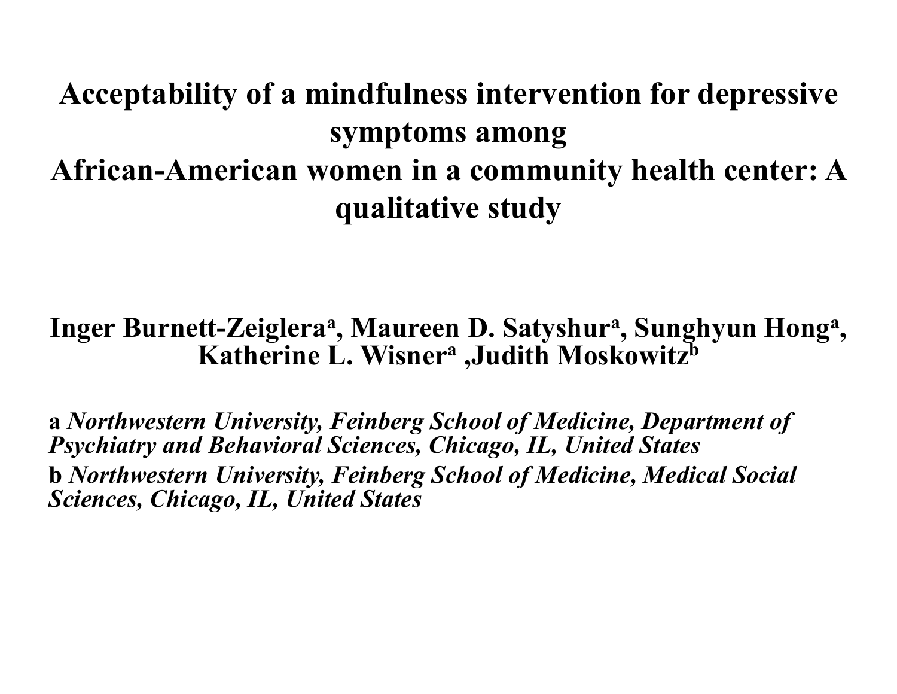# Acceptability of a mindfulness intervention for depressive symptoms among African-American women in a community health center: A qualitative study

**Inger Burnett-Zeiglera[a], Maureen D. Satyshur[a], Sunghyun Hong[a], Katherine L. Wisner[a], Judith Moskowitz[b]**

**a** *Northwestern University, Feinberg School of Medicine, Department of Psychiatry and Behavioral Sciences, Chicago, IL, United States*

**b** *Northwestern University, Feinberg School of Medicine, Medical Social Sciences, Chicago, IL, United States*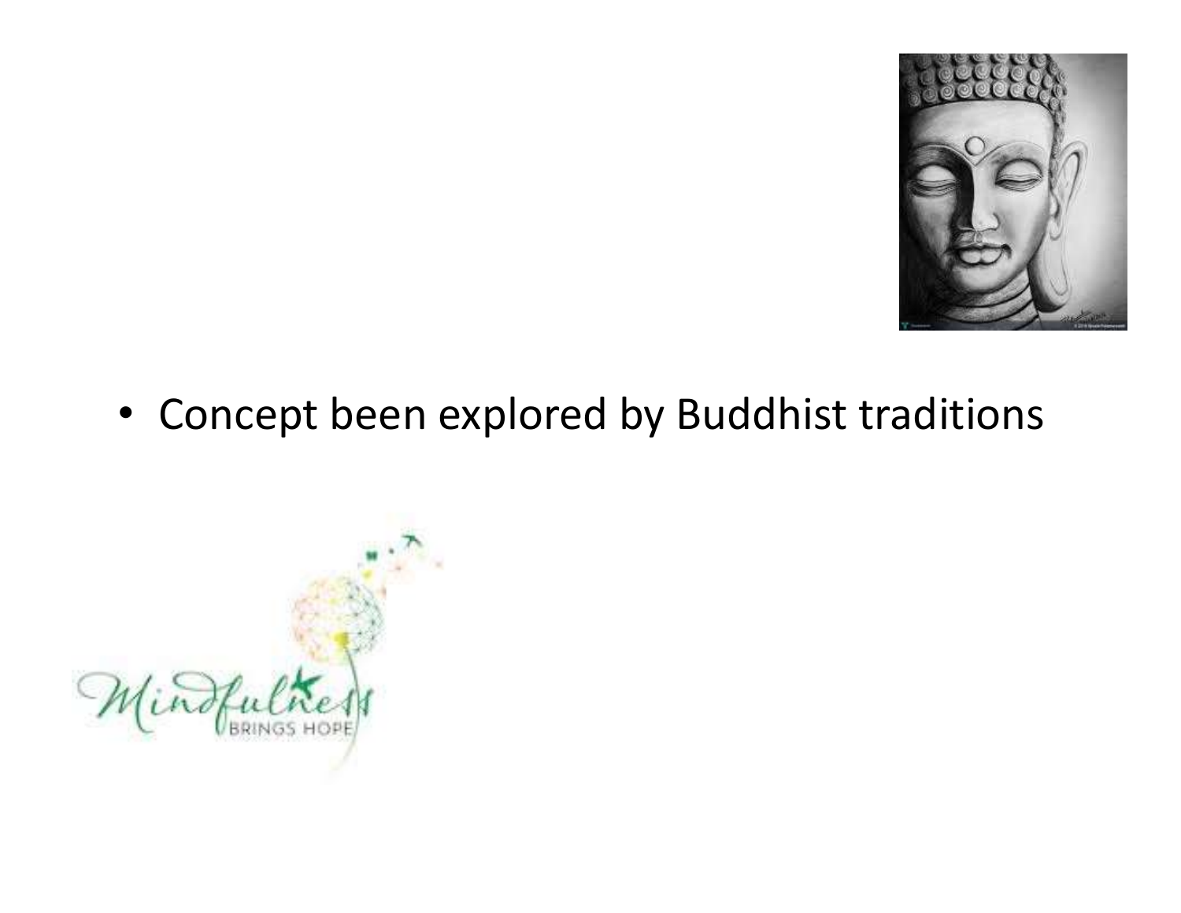- Concept been explored by Buddhist traditions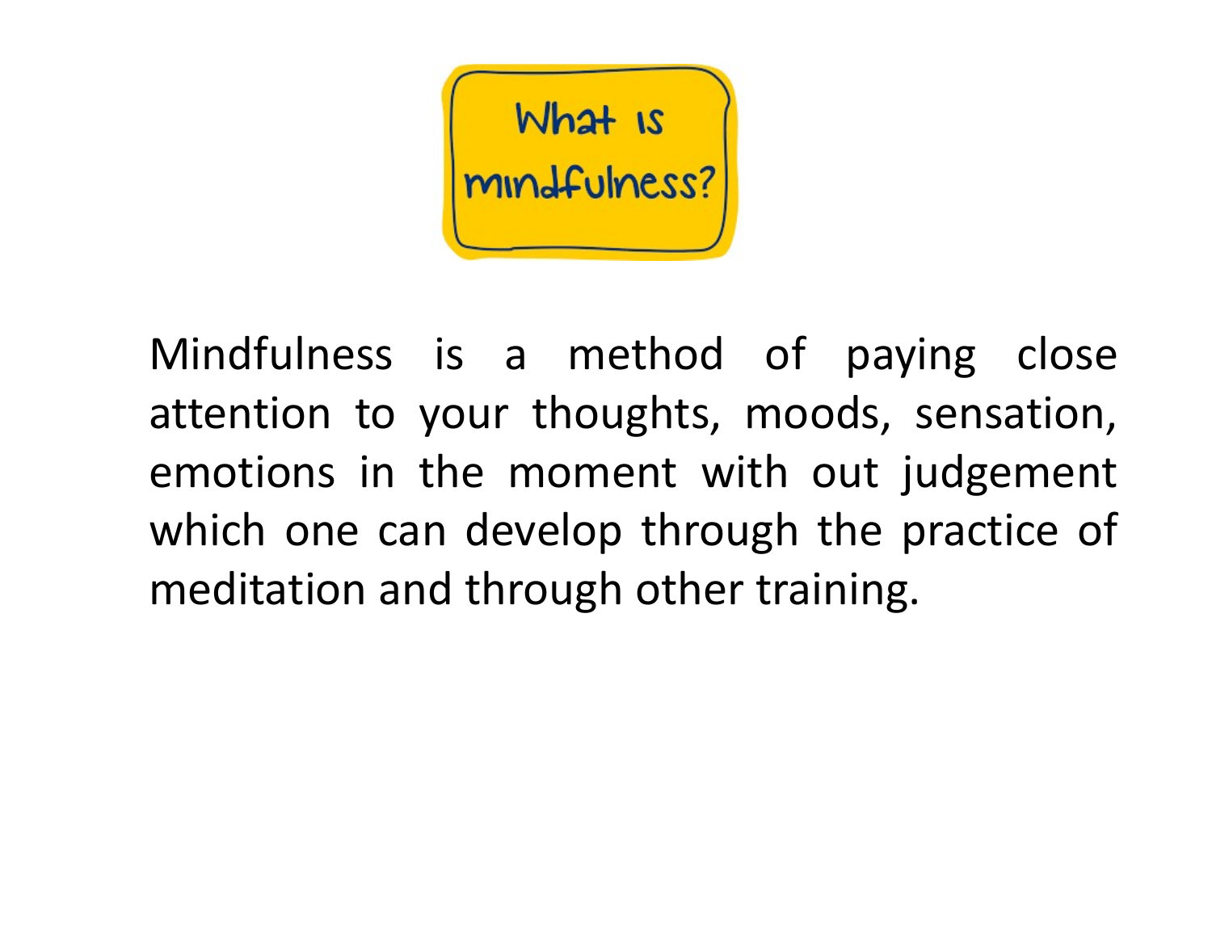# What is mindfulness?

Mindfulness is a method of paying close attention to your thoughts, moods, sensation, emotions in the moment with out judgement which one can develop through the practice of meditation and through other training.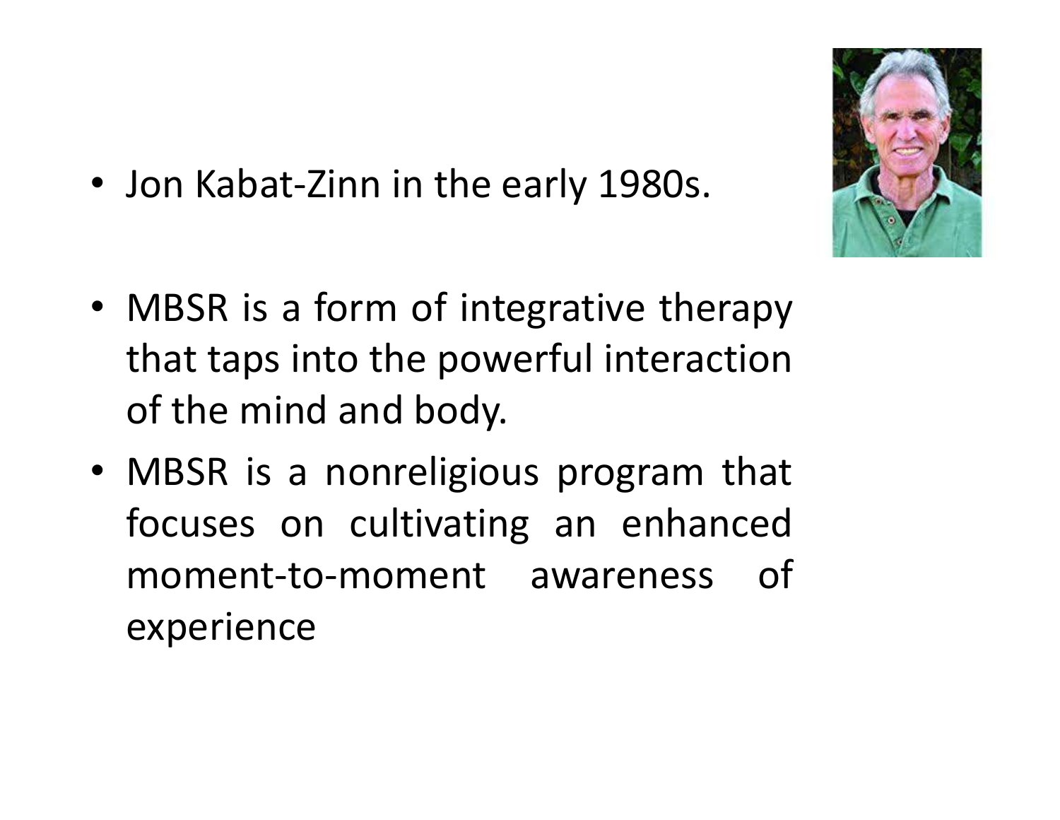- Jon Kabat-Zinn in the early 1980s.
- MBSR is a form of integrative therapy that taps into the powerful interaction of the mind and body.
- MBSR is a nonreligious program that focuses on cultivating an enhanced moment-to-moment awareness of experience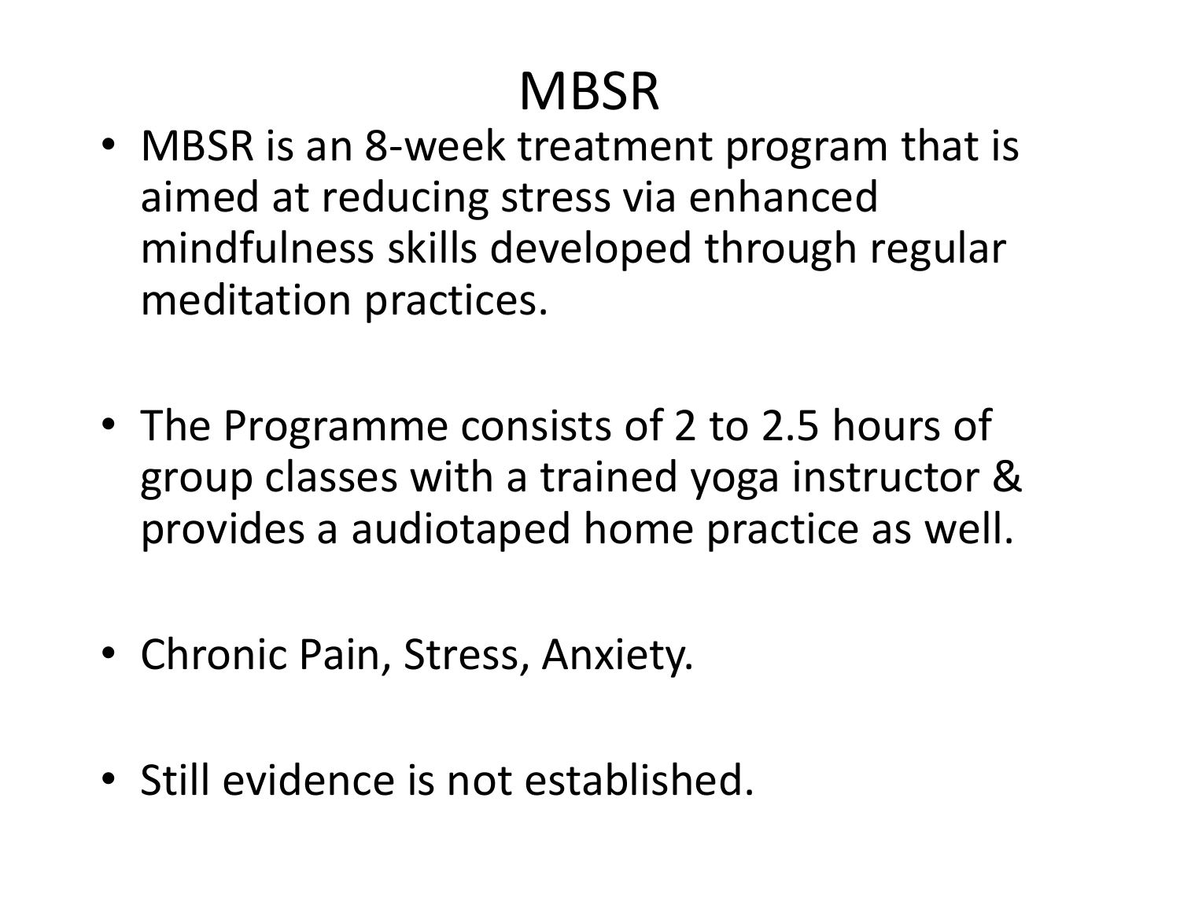# MBSR

- MBSR is an 8-week treatment program that is aimed at reducing stress via enhanced mindfulness skills developed through regular meditation practices.

- The Programme consists of 2 to 2.5 hours of group classes with a trained yoga instructor & provides a audiotaped home practice as well.

- Chronic Pain, Stress, Anxiety.

- Still evidence is not established.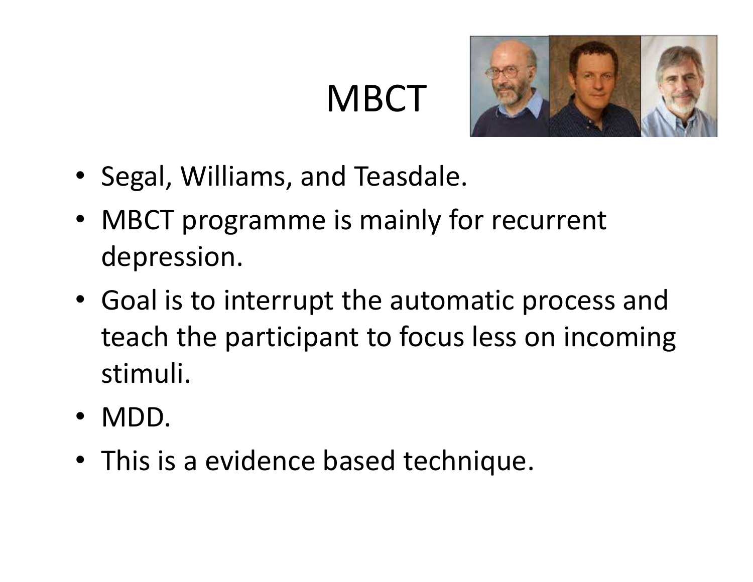# MBCT

- Segal, Williams, and Teasdale.
- MBCT programme is mainly for recurrent depression.
- Goal is to interrupt the automatic process and teach the participant to focus less on incoming stimuli.
- MDD.
- This is a evidence based technique.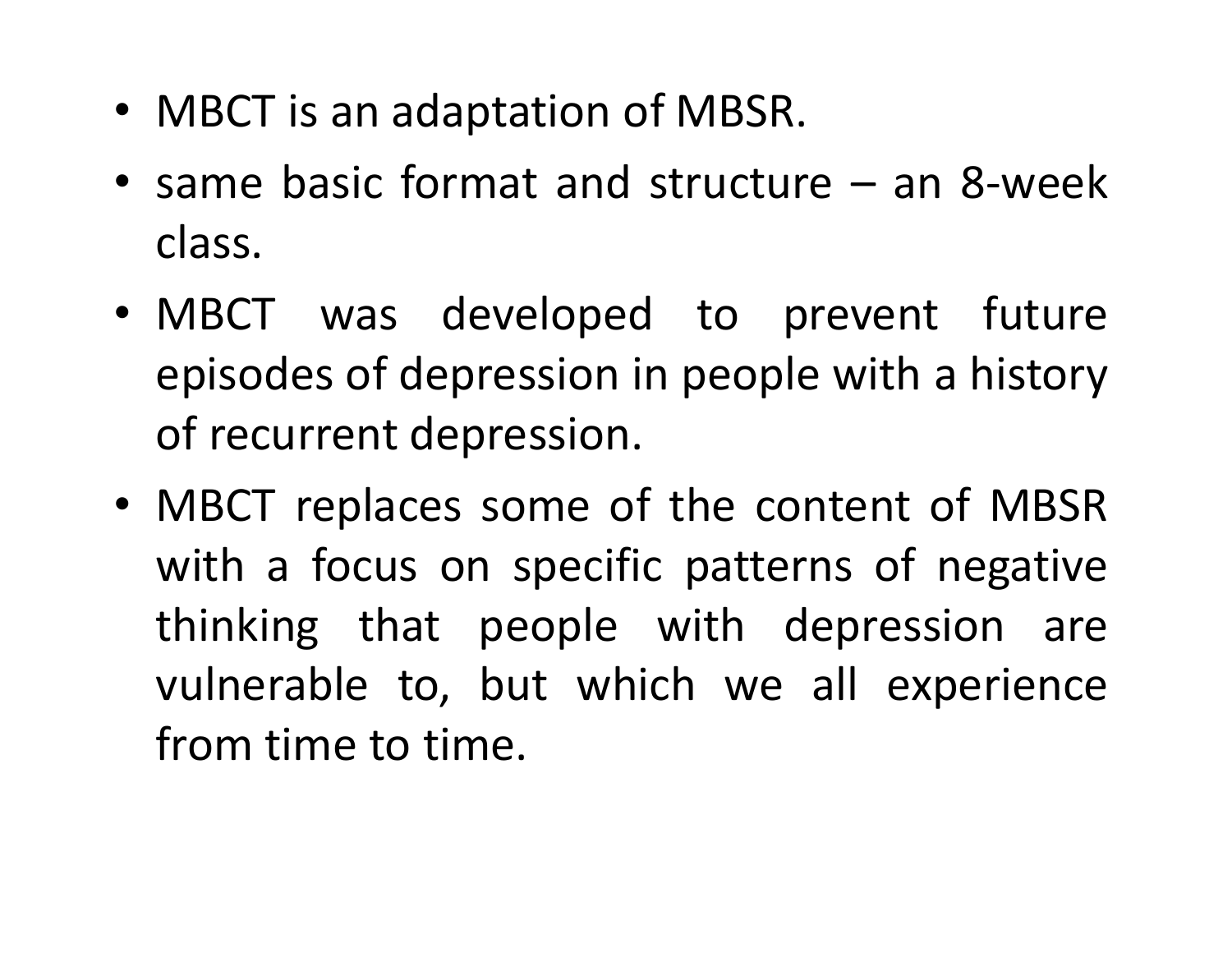- MBCT is an adaptation of MBSR.
- same basic format and structure – an 8-week class.
- MBCT was developed to prevent future episodes of depression in people with a history of recurrent depression.
- MBCT replaces some of the content of MBSR with a focus on specific patterns of negative thinking that people with depression are vulnerable to, but which we all experience from time to time.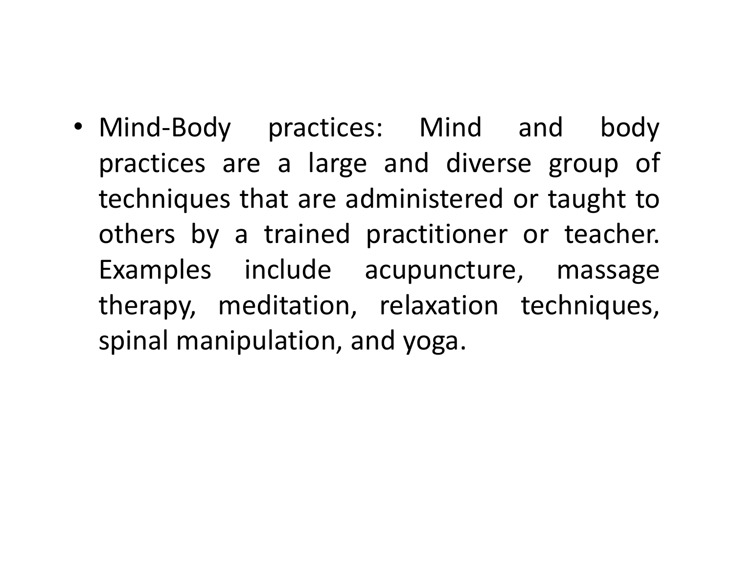- Mind-Body practices: Mind and body practices are a large and diverse group of techniques that are administered or taught to others by a trained practitioner or teacher. Examples include acupuncture, massage therapy, meditation, relaxation techniques, spinal manipulation, and yoga.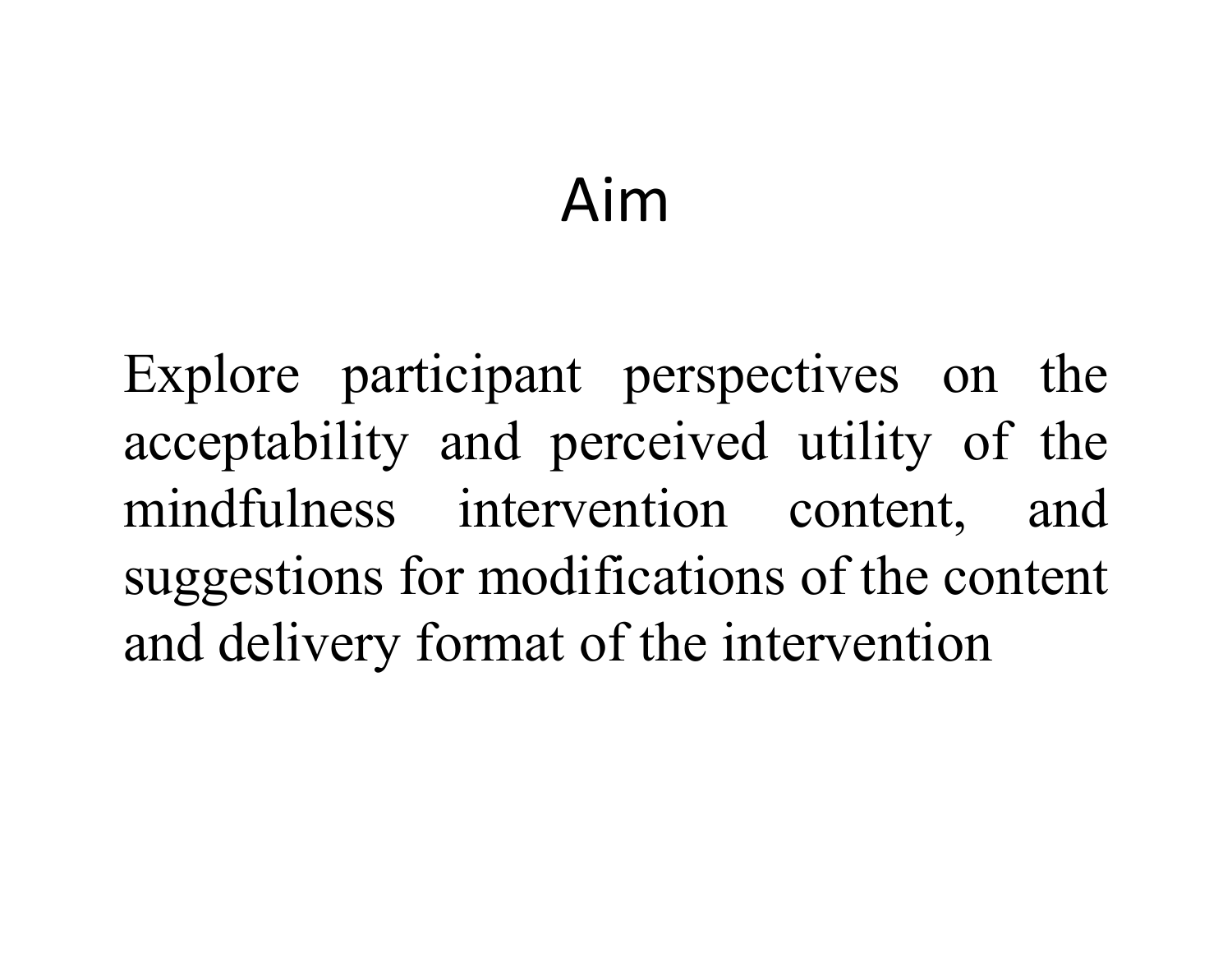# Aim

Explore participant perspectives on the acceptability and perceived utility of the mindfulness intervention content, and suggestions for modifications of the content and delivery format of the intervention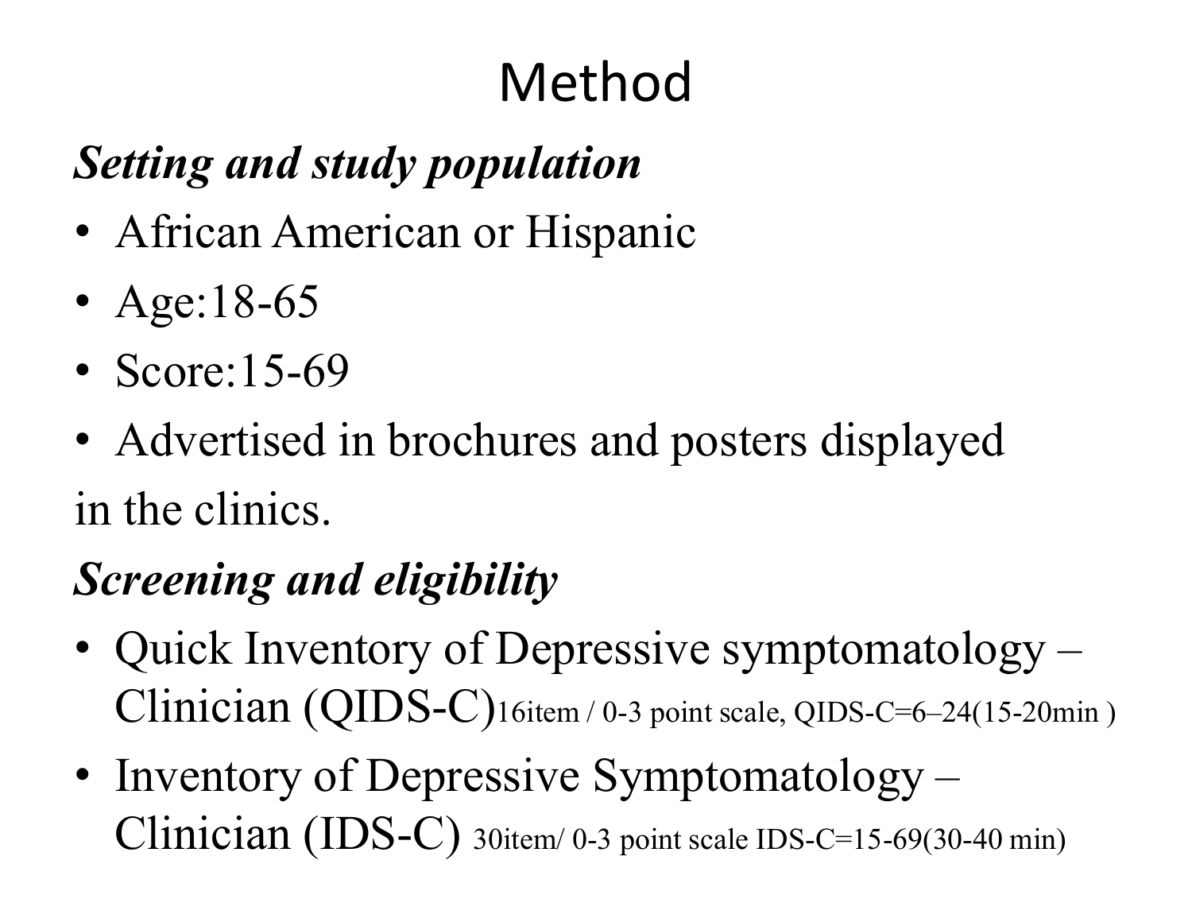# Method

***Setting and study population***

- African American or Hispanic
- Age:18-65
- Score:15-69
- Advertised in brochures and posters displayed

in the clinics.

***Screening and eligibility***

- Quick Inventory of Depressive symptomatology – Clinician (QIDS-C)16item / 0-3 point scale, QIDS-C=6–24(15-20min )
- Inventory of Depressive Symptomatology – Clinician (IDS-C) 30item/ 0-3 point scale IDS-C=15-69(30-40 min)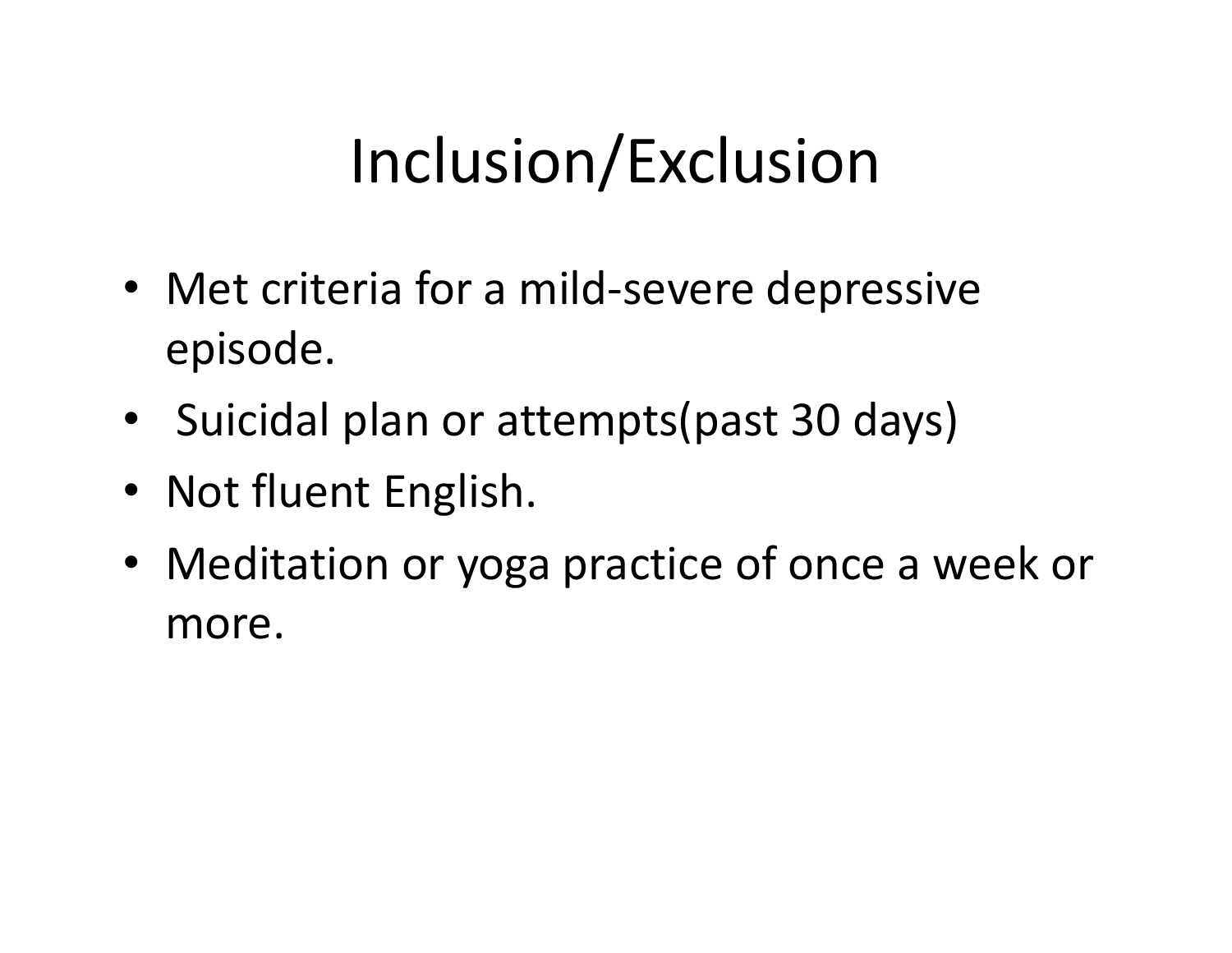# Inclusion/Exclusion

- Met criteria for a mild-severe depressive episode.
- Suicidal plan or attempts(past 30 days)
- Not fluent English.
- Meditation or yoga practice of once a week or more.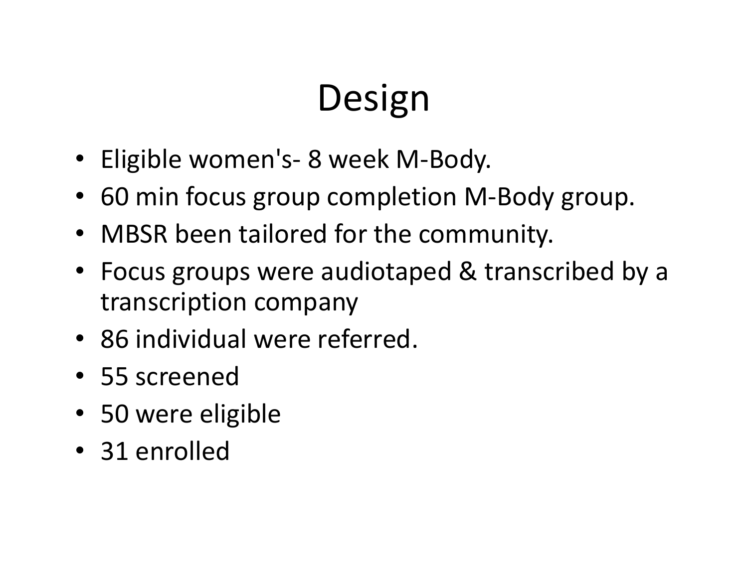# Design

- Eligible women's- 8 week M-Body.
- 60 min focus group completion M-Body group.
- MBSR been tailored for the community.
- Focus groups were audiotaped & transcribed by a transcription company
- 86 individual were referred.
- 55 screened
- 50 were eligible
- 31 enrolled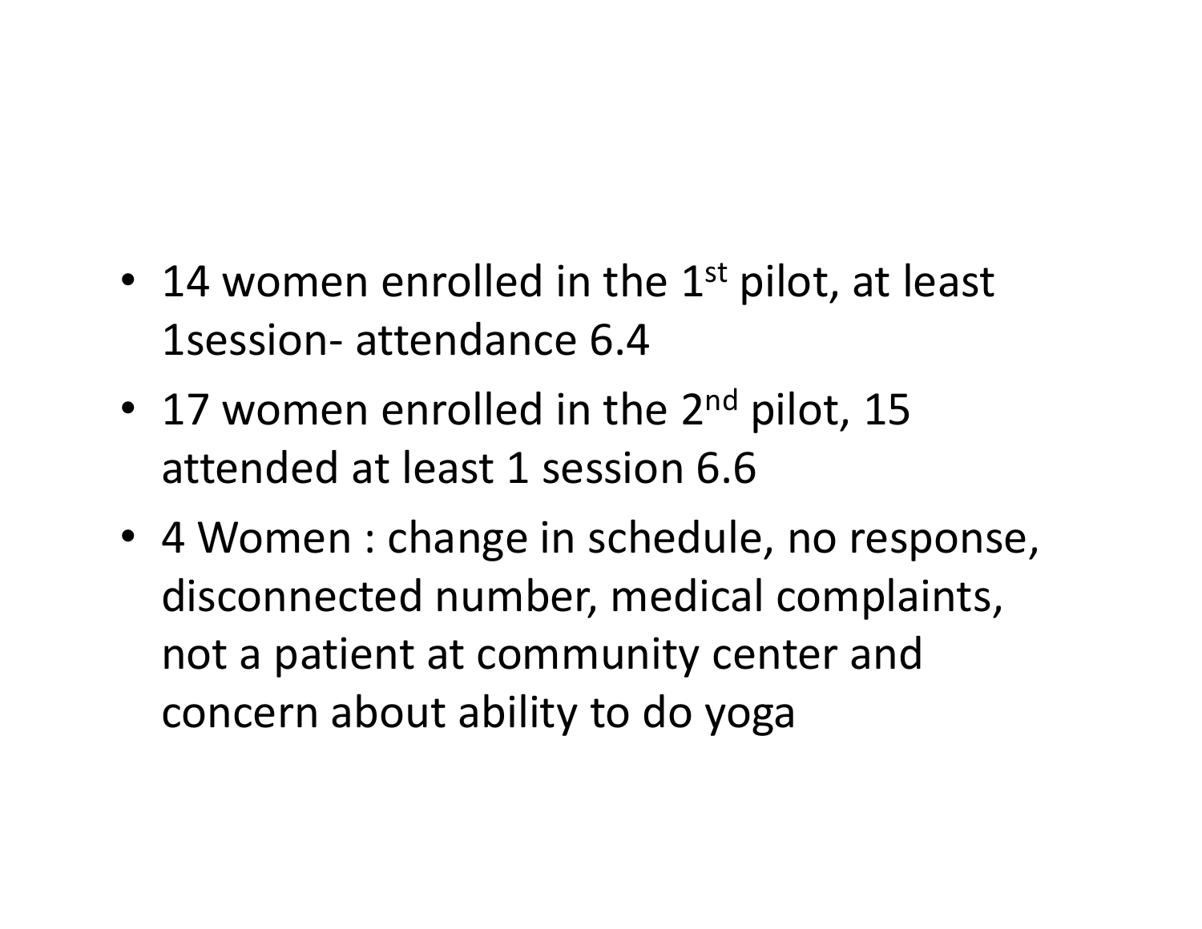- 14 women enrolled in the 1st pilot, at least 1session- attendance 6.4
- 17 women enrolled in the 2nd pilot, 15 attended at least 1 session 6.6
- 4 Women : change in schedule, no response, disconnected number, medical complaints, not a patient at community center and concern about ability to do yoga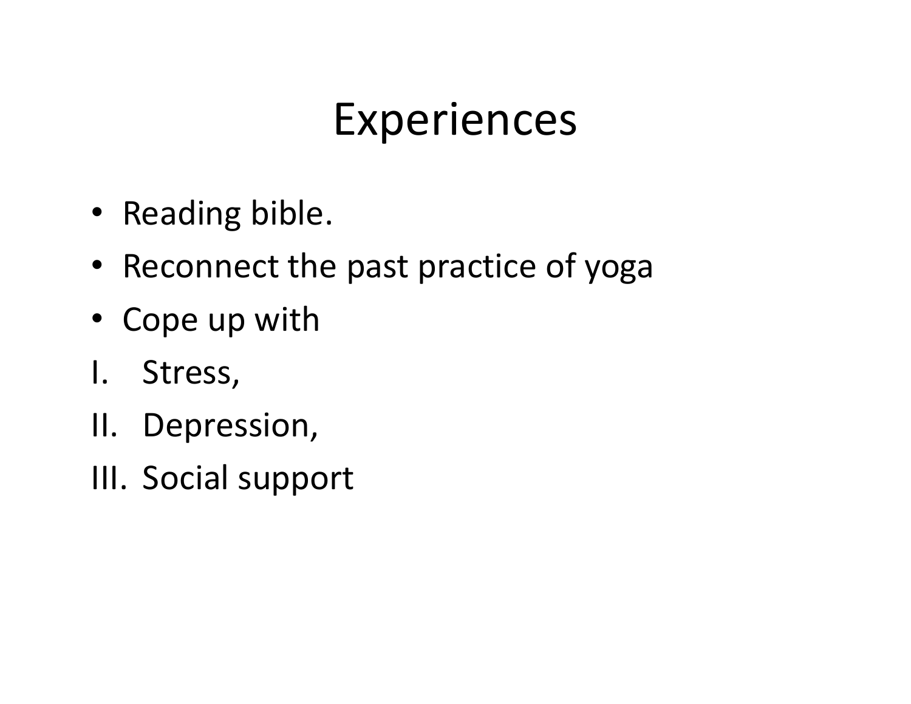# Experiences

- Reading bible.
- Reconnect the past practice of yoga
- Cope up with

I. Stress,

II. Depression,

III. Social support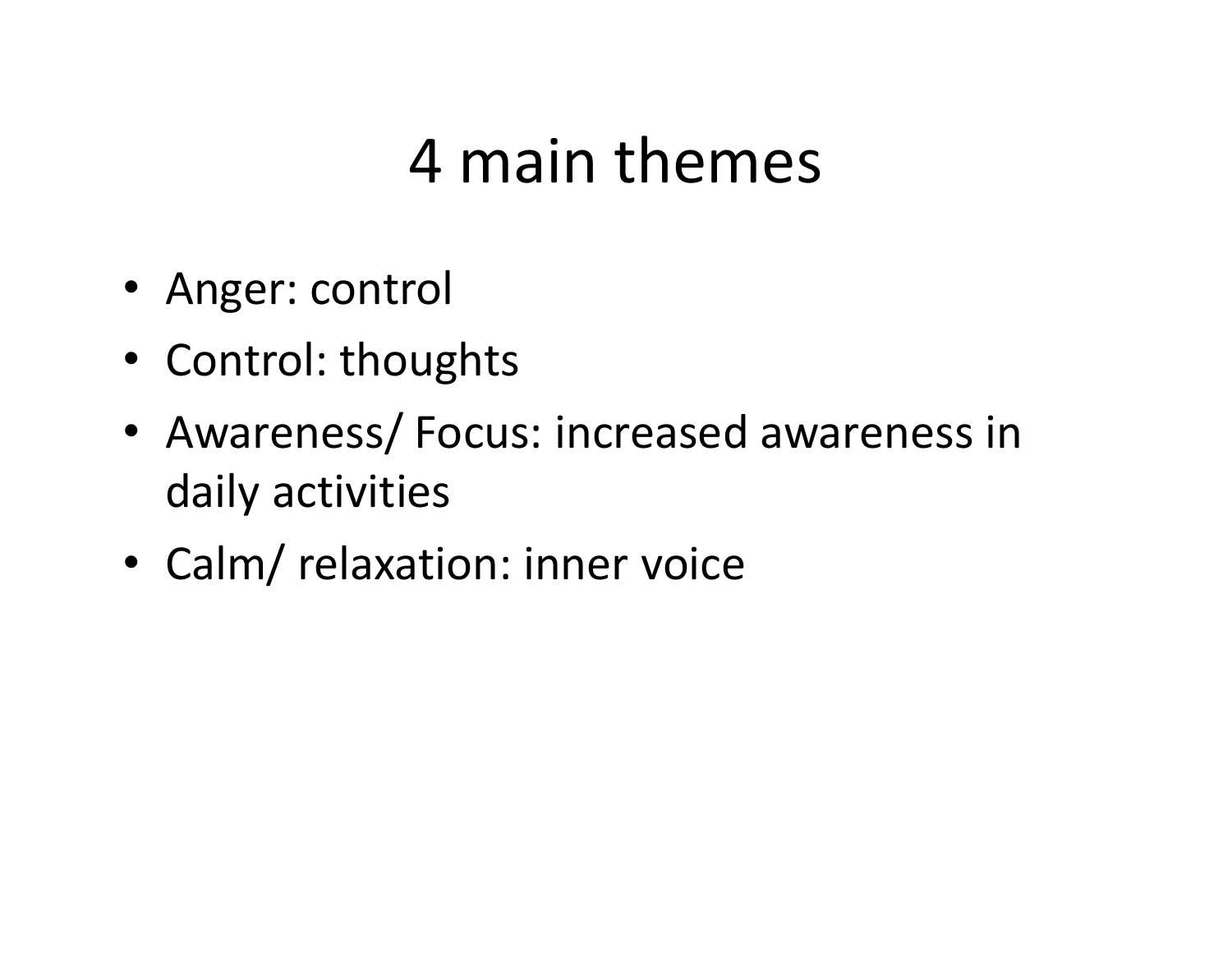# 4 main themes

- Anger: control
- Control: thoughts
- Awareness/ Focus: increased awareness in daily activities
- Calm/ relaxation: inner voice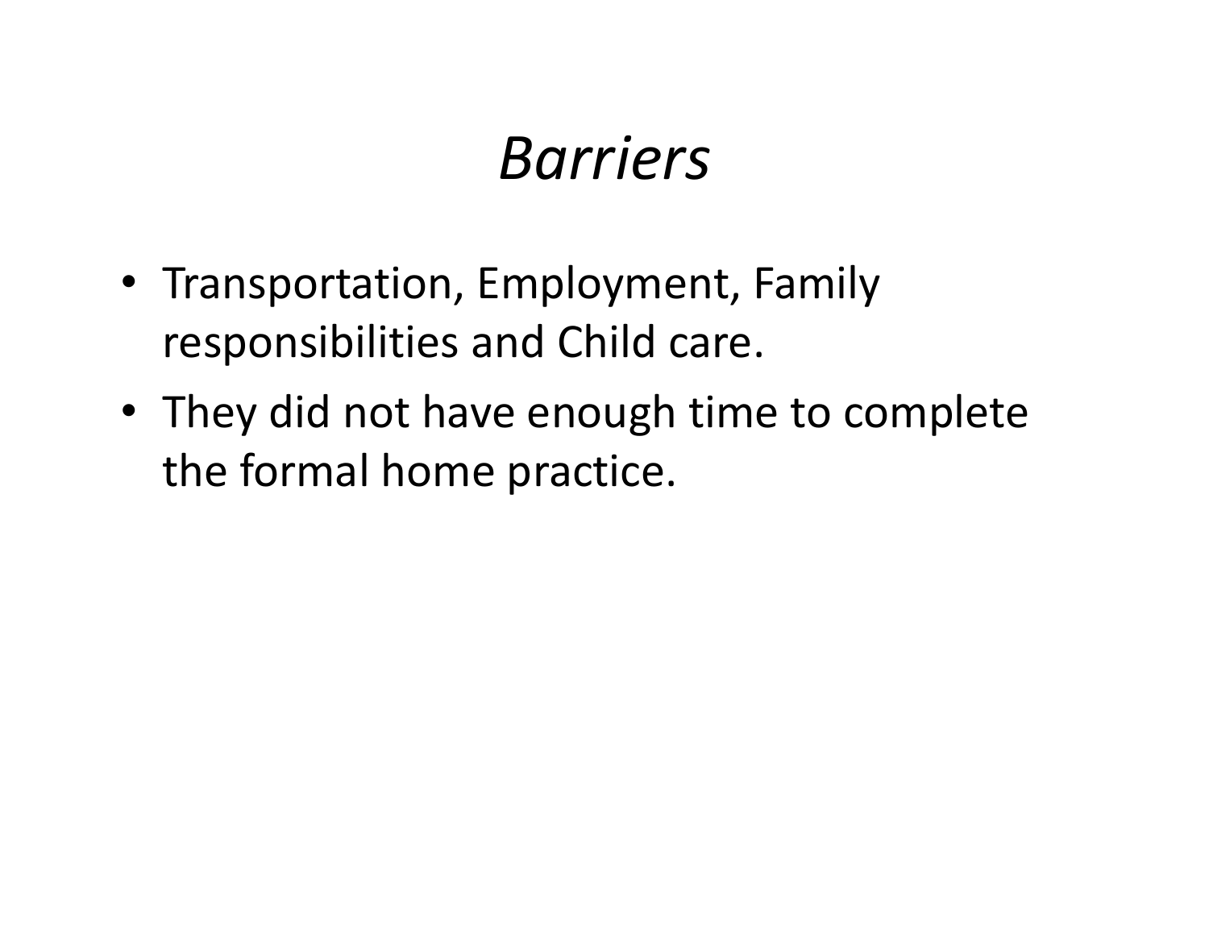# *Barriers*

- Transportation, Employment, Family responsibilities and Child care.
- They did not have enough time to complete the formal home practice.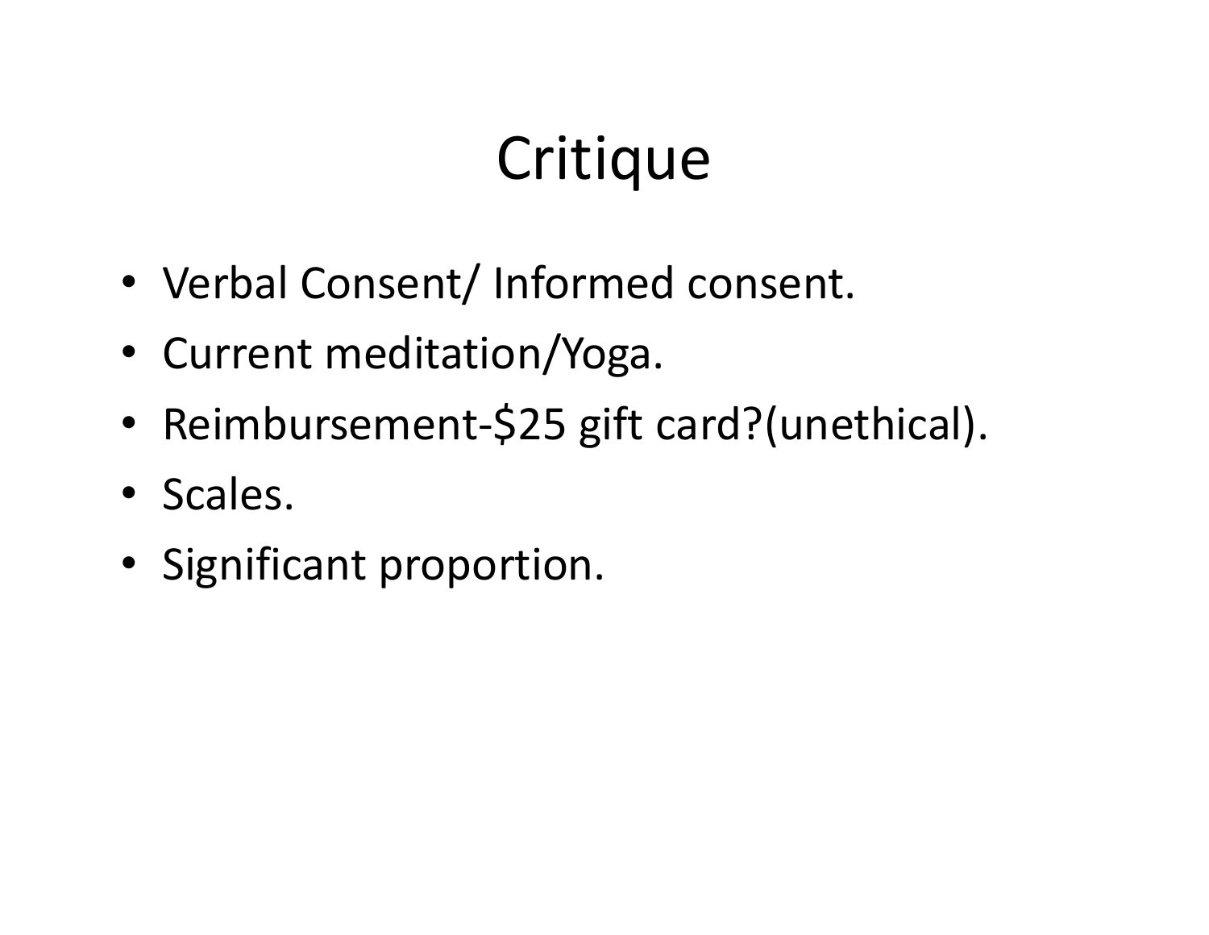# Critique

- Verbal Consent/ Informed consent.
- Current meditation/Yoga.
- Reimbursement-$25 gift card?(unethical).
- Scales.
- Significant proportion.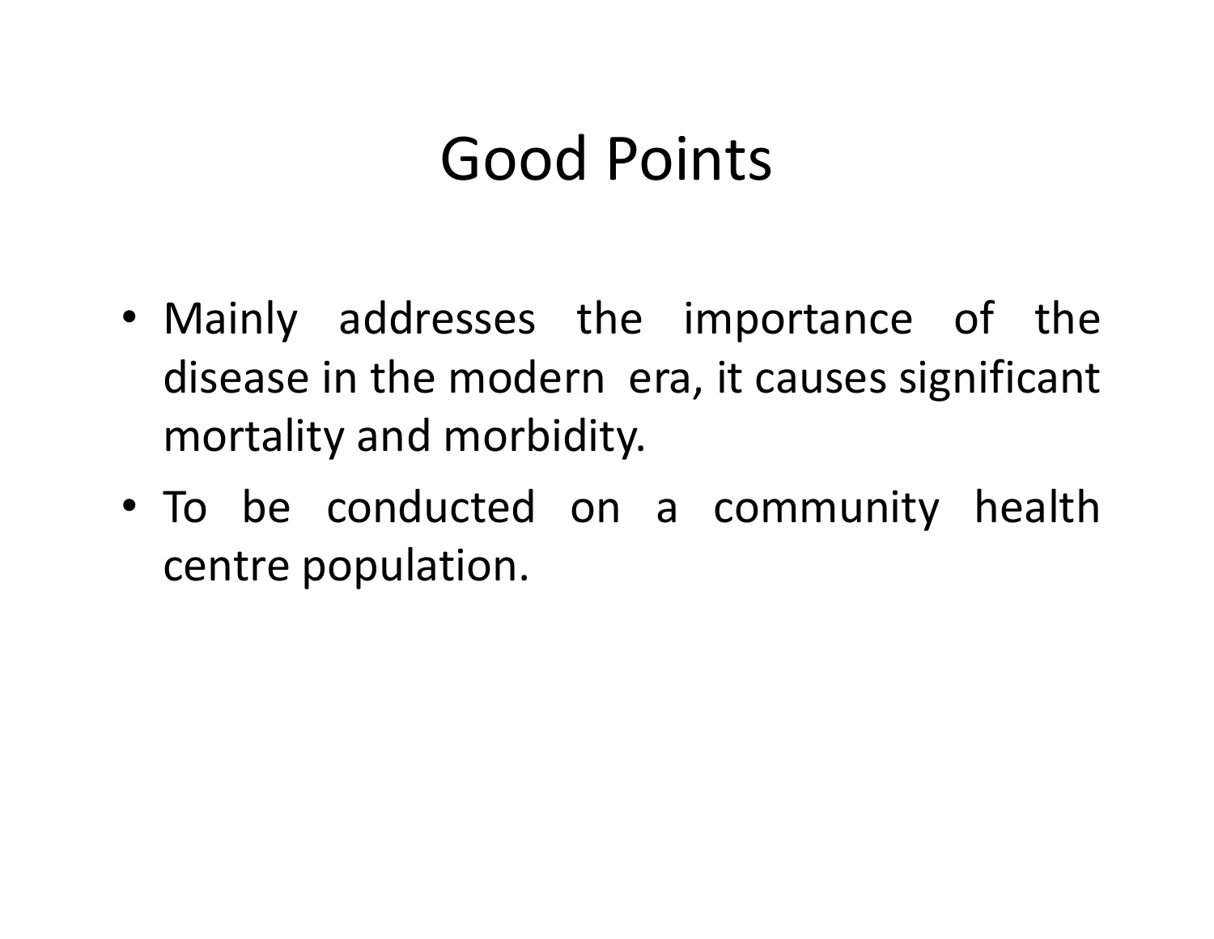# Good Points

- Mainly addresses the importance of the disease in the modern era, it causes significant mortality and morbidity.
- To be conducted on a community health centre population.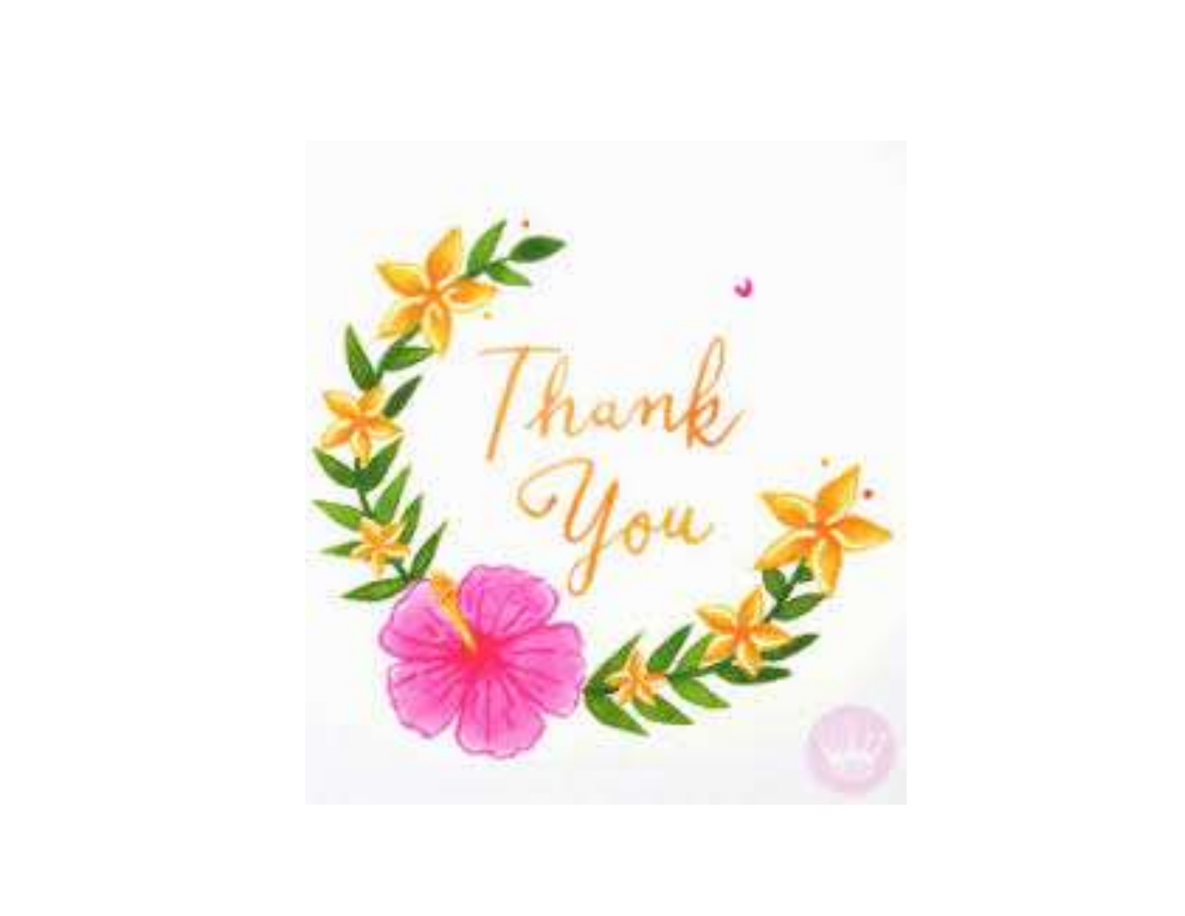Thank You